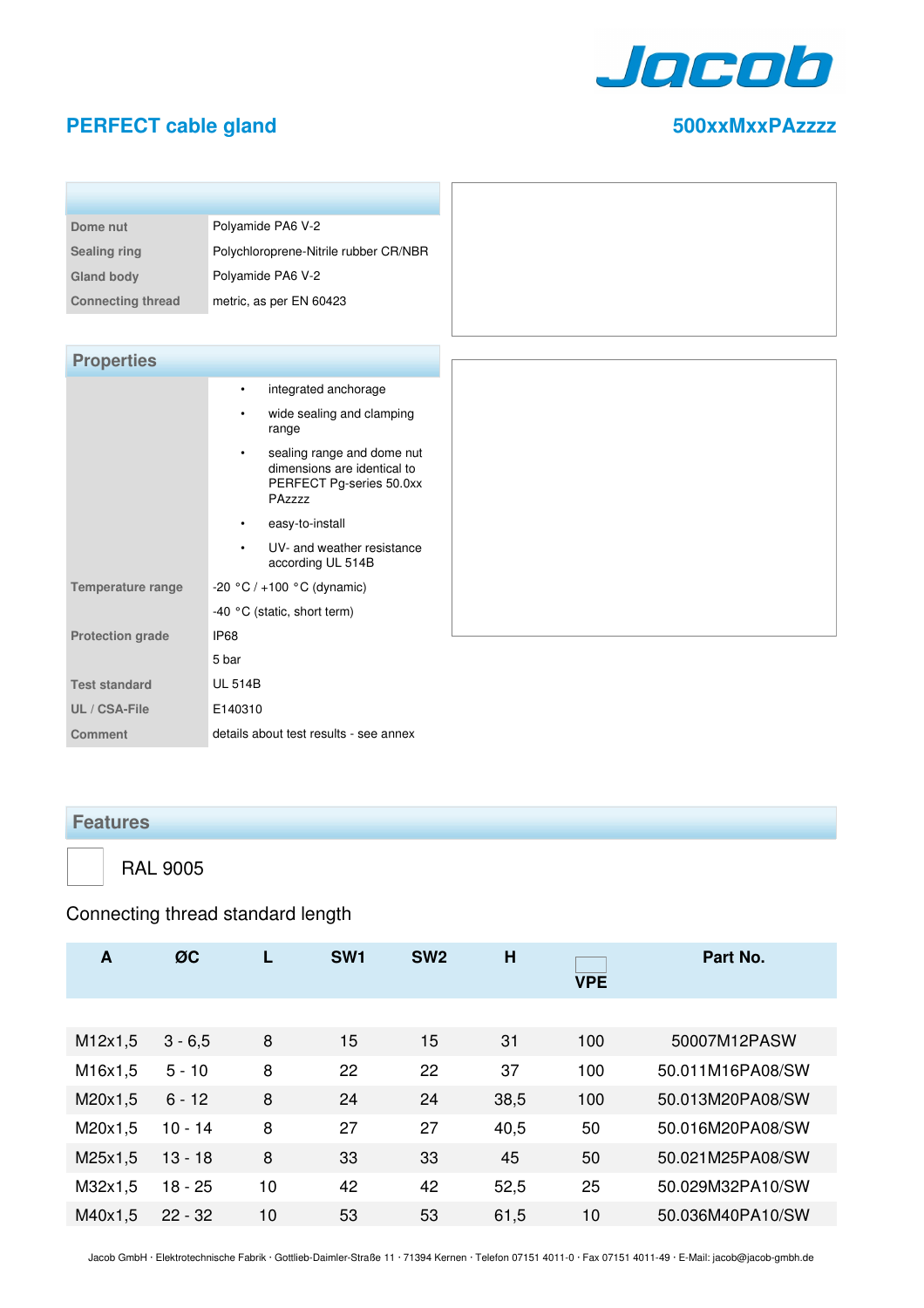# PERFECT cable gland

**500xxMxxPAzzzz**

| | |
|---|---|
| **Dome nut** | Polyamide PA6 V-2 |
| **Sealing ring** | Polychloroprene-Nitrile rubber CR/NBR |
| **Gland body** | Polyamide PA6 V-2 |
| **Connecting thread** | metric, as per EN 60423 |

## Properties

| | |
|---|---|
| | • integrated anchorage<br>• wide sealing and clamping range<br>• sealing range and dome nut dimensions are identical to PERFECT Pg-series 50.0xx PAzzzz<br>• easy-to-install<br>• UV- and weather resistance according UL 514B |
| **Temperature range** | -20 °C / +100 °C (dynamic) |
| | -40 °C (static, short term) |
| **Protection grade** | IP68 |
| | 5 bar |
| **Test standard** | UL 514B |
| **UL / CSA-File** | E140310 |
| **Comment** | details about test results - see annex |

## Features

RAL 9005

Connecting thread standard length

| A | ØC | L | SW1 | SW2 | H | VPE | Part No. |
|---|---|---|---|---|---|---|---|
| M12x1,5 | 3 - 6,5 | 8 | 15 | 15 | 31 | 100 | 50007M12PASW |
| M16x1,5 | 5 - 10 | 8 | 22 | 22 | 37 | 100 | 50.011M16PA08/SW |
| M20x1,5 | 6 - 12 | 8 | 24 | 24 | 38,5 | 100 | 50.013M20PA08/SW |
| M20x1,5 | 10 - 14 | 8 | 27 | 27 | 40,5 | 50 | 50.016M20PA08/SW |
| M25x1,5 | 13 - 18 | 8 | 33 | 33 | 45 | 50 | 50.021M25PA08/SW |
| M32x1,5 | 18 - 25 | 10 | 42 | 42 | 52,5 | 25 | 50.029M32PA10/SW |
| M40x1,5 | 22 - 32 | 10 | 53 | 53 | 61,5 | 10 | 50.036M40PA10/SW |

Jacob GmbH · Elektrotechnische Fabrik · Gottlieb-Daimler-Straße 11 · 71394 Kernen · Telefon 07151 4011-0 · Fax 07151 4011-49 · E-Mail: jacob@jacob-gmbh.de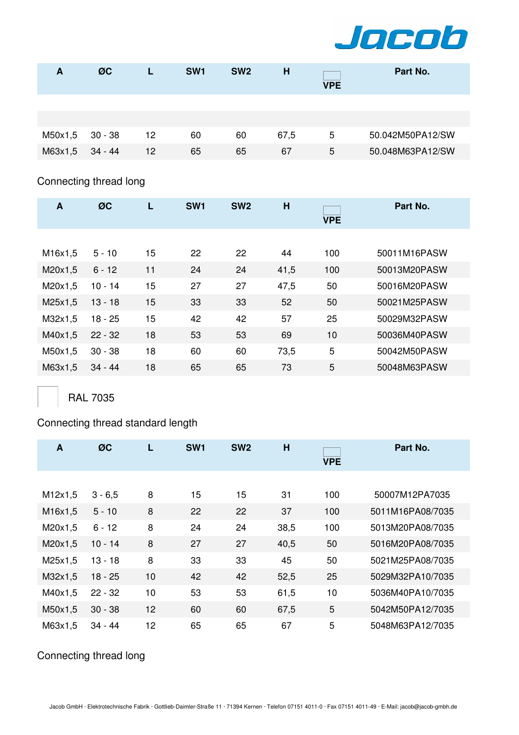| A | ØC | L | SW1 | SW2 | H | VPE | Part No. |
|---|---|---|---|---|---|---|---|
| M50x1,5 | 30 - 38 | 12 | 60 | 60 | 67,5 | 5 | 50.042M50PA12/SW |
| M63x1,5 | 34 - 44 | 12 | 65 | 65 | 67 | 5 | 50.048M63PA12/SW |

Connecting thread long

| A | ØC | L | SW1 | SW2 | H | VPE | Part No. |
|---|---|---|---|---|---|---|---|
| M16x1,5 | 5 - 10 | 15 | 22 | 22 | 44 | 100 | 50011M16PASW |
| M20x1,5 | 6 - 12 | 11 | 24 | 24 | 41,5 | 100 | 50013M20PASW |
| M20x1,5 | 10 - 14 | 15 | 27 | 27 | 47,5 | 50 | 50016M20PASW |
| M25x1,5 | 13 - 18 | 15 | 33 | 33 | 52 | 50 | 50021M25PASW |
| M32x1,5 | 18 - 25 | 15 | 42 | 42 | 57 | 25 | 50029M32PASW |
| M40x1,5 | 22 - 32 | 18 | 53 | 53 | 69 | 10 | 50036M40PASW |
| M50x1,5 | 30 - 38 | 18 | 60 | 60 | 73,5 | 5 | 50042M50PASW |
| M63x1,5 | 34 - 44 | 18 | 65 | 65 | 73 | 5 | 50048M63PASW |

RAL 7035

Connecting thread standard length

| A | ØC | L | SW1 | SW2 | H | VPE | Part No. |
|---|---|---|---|---|---|---|---|
| M12x1,5 | 3 - 6,5 | 8 | 15 | 15 | 31 | 100 | 50007M12PA7035 |
| M16x1,5 | 5 - 10 | 8 | 22 | 22 | 37 | 100 | 5011M16PA08/7035 |
| M20x1,5 | 6 - 12 | 8 | 24 | 24 | 38,5 | 100 | 5013M20PA08/7035 |
| M20x1,5 | 10 - 14 | 8 | 27 | 27 | 40,5 | 50 | 5016M20PA08/7035 |
| M25x1,5 | 13 - 18 | 8 | 33 | 33 | 45 | 50 | 5021M25PA08/7035 |
| M32x1,5 | 18 - 25 | 10 | 42 | 42 | 52,5 | 25 | 5029M32PA10/7035 |
| M40x1,5 | 22 - 32 | 10 | 53 | 53 | 61,5 | 10 | 5036M40PA10/7035 |
| M50x1,5 | 30 - 38 | 12 | 60 | 60 | 67,5 | 5 | 5042M50PA12/7035 |
| M63x1,5 | 34 - 44 | 12 | 65 | 65 | 67 | 5 | 5048M63PA12/7035 |

Connecting thread long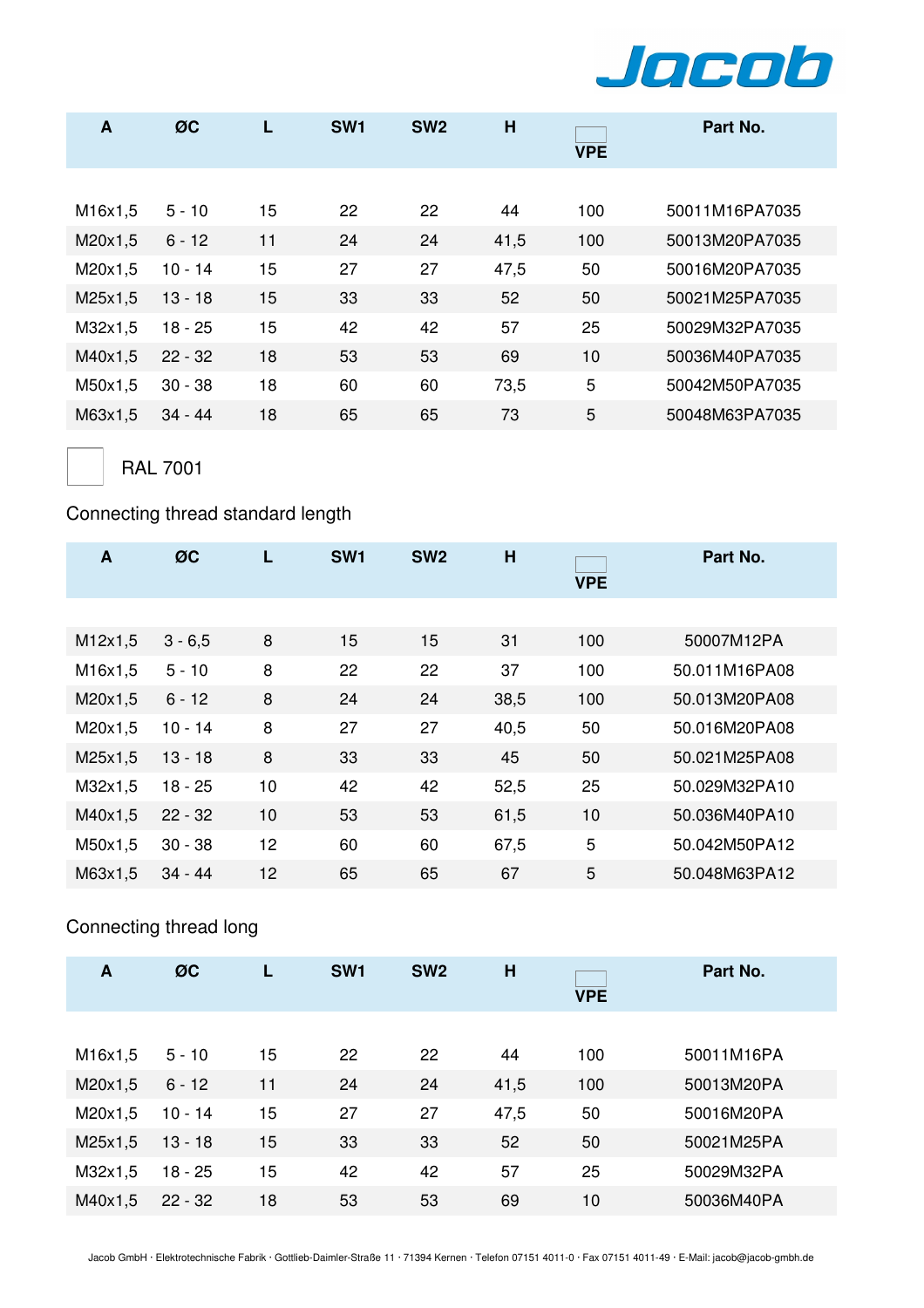| A | ØC | L | SW1 | SW2 | H | VPE | Part No. |
|---|---|---|---|---|---|---|---|
| M16x1,5 | 5 - 10 | 15 | 22 | 22 | 44 | 100 | 50011M16PA7035 |
| M20x1,5 | 6 - 12 | 11 | 24 | 24 | 41,5 | 100 | 50013M20PA7035 |
| M20x1,5 | 10 - 14 | 15 | 27 | 27 | 47,5 | 50 | 50016M20PA7035 |
| M25x1,5 | 13 - 18 | 15 | 33 | 33 | 52 | 50 | 50021M25PA7035 |
| M32x1,5 | 18 - 25 | 15 | 42 | 42 | 57 | 25 | 50029M32PA7035 |
| M40x1,5 | 22 - 32 | 18 | 53 | 53 | 69 | 10 | 50036M40PA7035 |
| M50x1,5 | 30 - 38 | 18 | 60 | 60 | 73,5 | 5 | 50042M50PA7035 |
| M63x1,5 | 34 - 44 | 18 | 65 | 65 | 73 | 5 | 50048M63PA7035 |

RAL 7001

Connecting thread standard length

| A | ØC | L | SW1 | SW2 | H | VPE | Part No. |
|---|---|---|---|---|---|---|---|
| M12x1,5 | 3 - 6,5 | 8 | 15 | 15 | 31 | 100 | 50007M12PA |
| M16x1,5 | 5 - 10 | 8 | 22 | 22 | 37 | 100 | 50.011M16PA08 |
| M20x1,5 | 6 - 12 | 8 | 24 | 24 | 38,5 | 100 | 50.013M20PA08 |
| M20x1,5 | 10 - 14 | 8 | 27 | 27 | 40,5 | 50 | 50.016M20PA08 |
| M25x1,5 | 13 - 18 | 8 | 33 | 33 | 45 | 50 | 50.021M25PA08 |
| M32x1,5 | 18 - 25 | 10 | 42 | 42 | 52,5 | 25 | 50.029M32PA10 |
| M40x1,5 | 22 - 32 | 10 | 53 | 53 | 61,5 | 10 | 50.036M40PA10 |
| M50x1,5 | 30 - 38 | 12 | 60 | 60 | 67,5 | 5 | 50.042M50PA12 |
| M63x1,5 | 34 - 44 | 12 | 65 | 65 | 67 | 5 | 50.048M63PA12 |

Connecting thread long

| A | ØC | L | SW1 | SW2 | H | VPE | Part No. |
|---|---|---|---|---|---|---|---|
| M16x1,5 | 5 - 10 | 15 | 22 | 22 | 44 | 100 | 50011M16PA |
| M20x1,5 | 6 - 12 | 11 | 24 | 24 | 41,5 | 100 | 50013M20PA |
| M20x1,5 | 10 - 14 | 15 | 27 | 27 | 47,5 | 50 | 50016M20PA |
| M25x1,5 | 13 - 18 | 15 | 33 | 33 | 52 | 50 | 50021M25PA |
| M32x1,5 | 18 - 25 | 15 | 42 | 42 | 57 | 25 | 50029M32PA |
| M40x1,5 | 22 - 32 | 18 | 53 | 53 | 69 | 10 | 50036M40PA |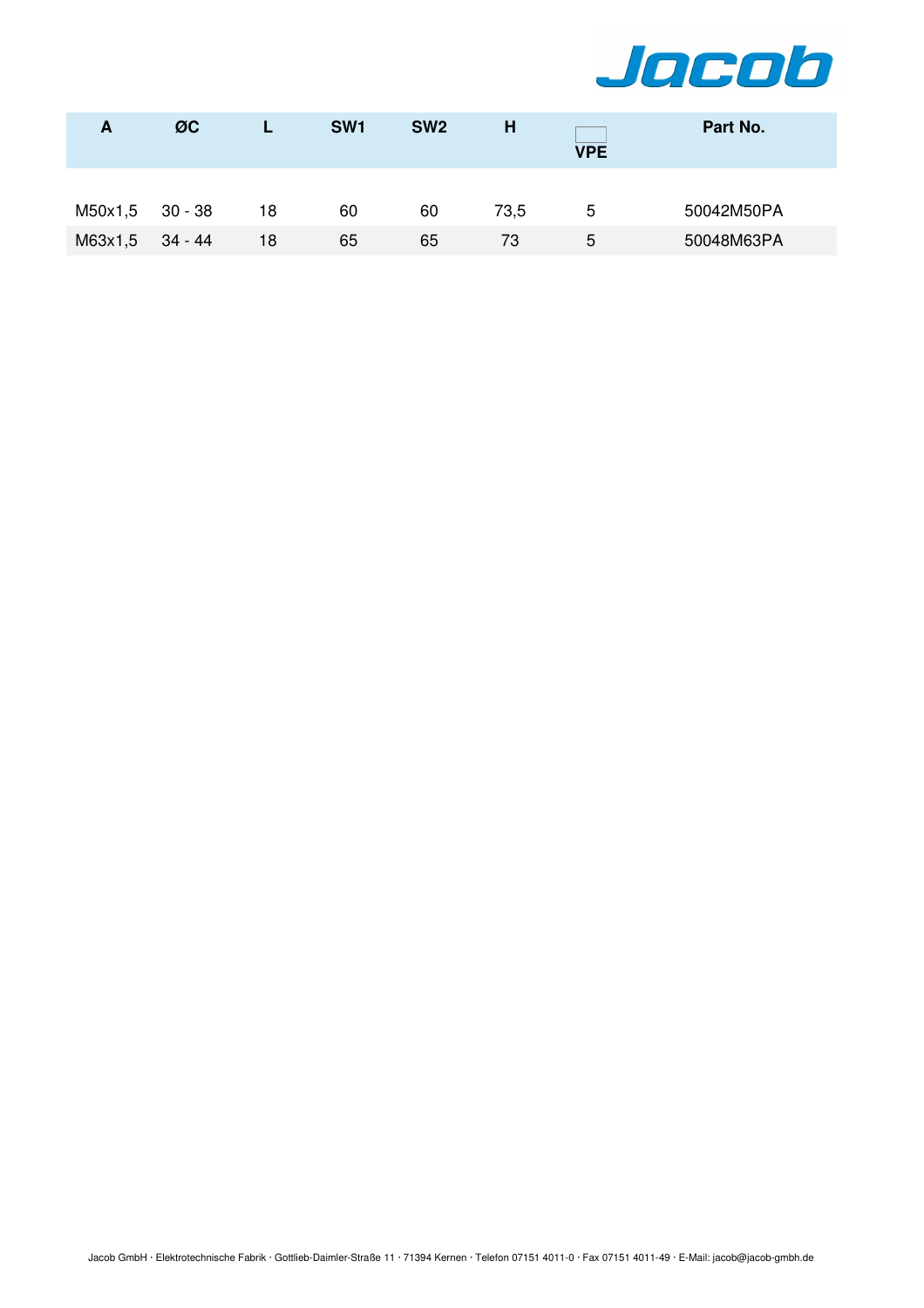| A | ØC | L | SW1 | SW2 | H | VPE | Part No. |
|---|---|---|---|---|---|---|---|
| M50x1,5 | 30 - 38 | 18 | 60 | 60 | 73,5 | 5 | 50042M50PA |
| M63x1,5 | 34 - 44 | 18 | 65 | 65 | 73 | 5 | 50048M63PA |